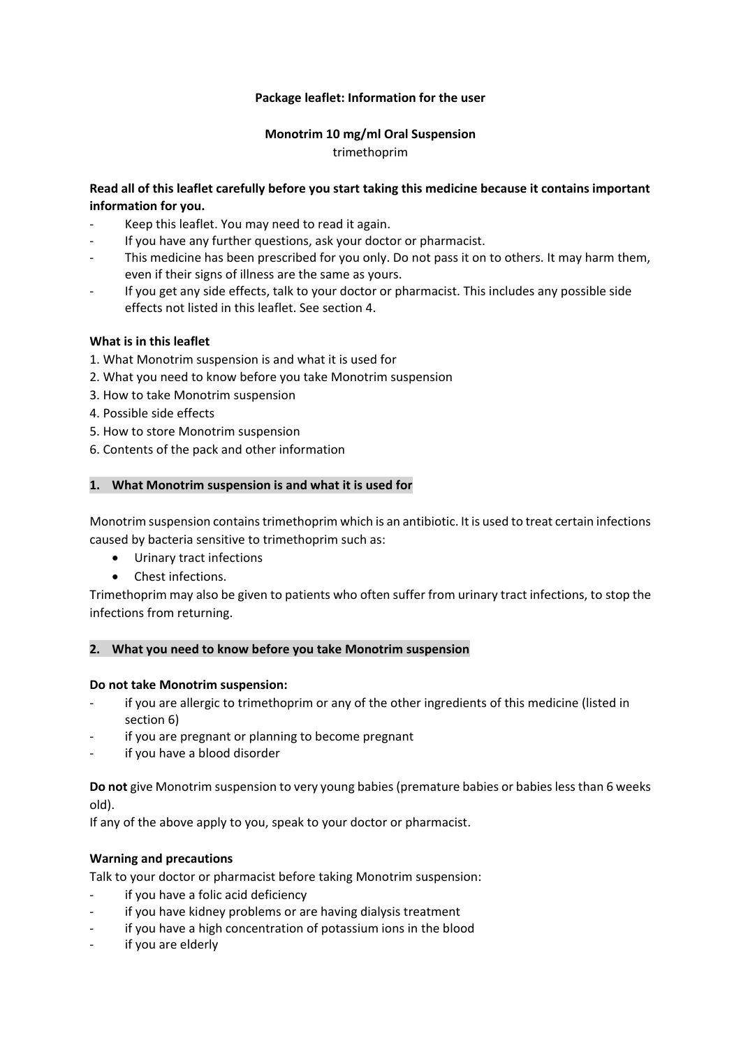**Package leaflet: Information for the user**

**Monotrim 10 mg/ml Oral Suspension**
trimethoprim

**Read all of this leaflet carefully before you start taking this medicine because it contains important information for you.**

- Keep this leaflet. You may need to read it again.
- If you have any further questions, ask your doctor or pharmacist.
- This medicine has been prescribed for you only. Do not pass it on to others. It may harm them, even if their signs of illness are the same as yours.
- If you get any side effects, talk to your doctor or pharmacist. This includes any possible side effects not listed in this leaflet. See section 4.

**What is in this leaflet**

1. What Monotrim suspension is and what it is used for
2. What you need to know before you take Monotrim suspension
3. How to take Monotrim suspension
4. Possible side effects
5. How to store Monotrim suspension
6. Contents of the pack and other information

## 1. What Monotrim suspension is and what it is used for

Monotrim suspension contains trimethoprim which is an antibiotic. It is used to treat certain infections caused by bacteria sensitive to trimethoprim such as:

- Urinary tract infections
- Chest infections.

Trimethoprim may also be given to patients who often suffer from urinary tract infections, to stop the infections from returning.

## 2. What you need to know before you take Monotrim suspension

**Do not take Monotrim suspension:**

- if you are allergic to trimethoprim or any of the other ingredients of this medicine (listed in section 6)
- if you are pregnant or planning to become pregnant
- if you have a blood disorder

**Do not** give Monotrim suspension to very young babies (premature babies or babies less than 6 weeks old).
If any of the above apply to you, speak to your doctor or pharmacist.

**Warning and precautions**
Talk to your doctor or pharmacist before taking Monotrim suspension:

- if you have a folic acid deficiency
- if you have kidney problems or are having dialysis treatment
- if you have a high concentration of potassium ions in the blood
- if you are elderly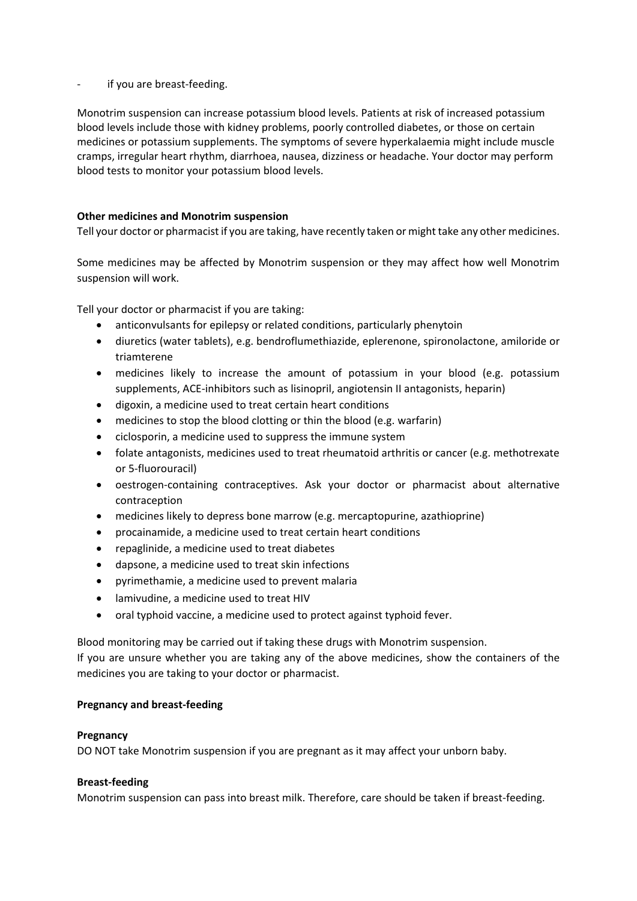- if you are breast-feeding.

Monotrim suspension can increase potassium blood levels. Patients at risk of increased potassium blood levels include those with kidney problems, poorly controlled diabetes, or those on certain medicines or potassium supplements. The symptoms of severe hyperkalaemia might include muscle cramps, irregular heart rhythm, diarrhoea, nausea, dizziness or headache. Your doctor may perform blood tests to monitor your potassium blood levels.

**Other medicines and Monotrim suspension**

Tell your doctor or pharmacist if you are taking, have recently taken or might take any other medicines.

Some medicines may be affected by Monotrim suspension or they may affect how well Monotrim suspension will work.

Tell your doctor or pharmacist if you are taking:

- anticonvulsants for epilepsy or related conditions, particularly phenytoin
- diuretics (water tablets), e.g. bendroflumethiazide, eplerenone, spironolactone, amiloride or triamterene
- medicines likely to increase the amount of potassium in your blood (e.g. potassium supplements, ACE-inhibitors such as lisinopril, angiotensin II antagonists, heparin)
- digoxin, a medicine used to treat certain heart conditions
- medicines to stop the blood clotting or thin the blood (e.g. warfarin)
- ciclosporin, a medicine used to suppress the immune system
- folate antagonists, medicines used to treat rheumatoid arthritis or cancer (e.g. methotrexate or 5-fluorouracil)
- oestrogen-containing contraceptives. Ask your doctor or pharmacist about alternative contraception
- medicines likely to depress bone marrow (e.g. mercaptopurine, azathioprine)
- procainamide, a medicine used to treat certain heart conditions
- repaglinide, a medicine used to treat diabetes
- dapsone, a medicine used to treat skin infections
- pyrimethamie, a medicine used to prevent malaria
- lamivudine, a medicine used to treat HIV
- oral typhoid vaccine, a medicine used to protect against typhoid fever.

Blood monitoring may be carried out if taking these drugs with Monotrim suspension.
If you are unsure whether you are taking any of the above medicines, show the containers of the medicines you are taking to your doctor or pharmacist.

**Pregnancy and breast-feeding**

**Pregnancy**

DO NOT take Monotrim suspension if you are pregnant as it may affect your unborn baby.

**Breast-feeding**

Monotrim suspension can pass into breast milk. Therefore, care should be taken if breast-feeding.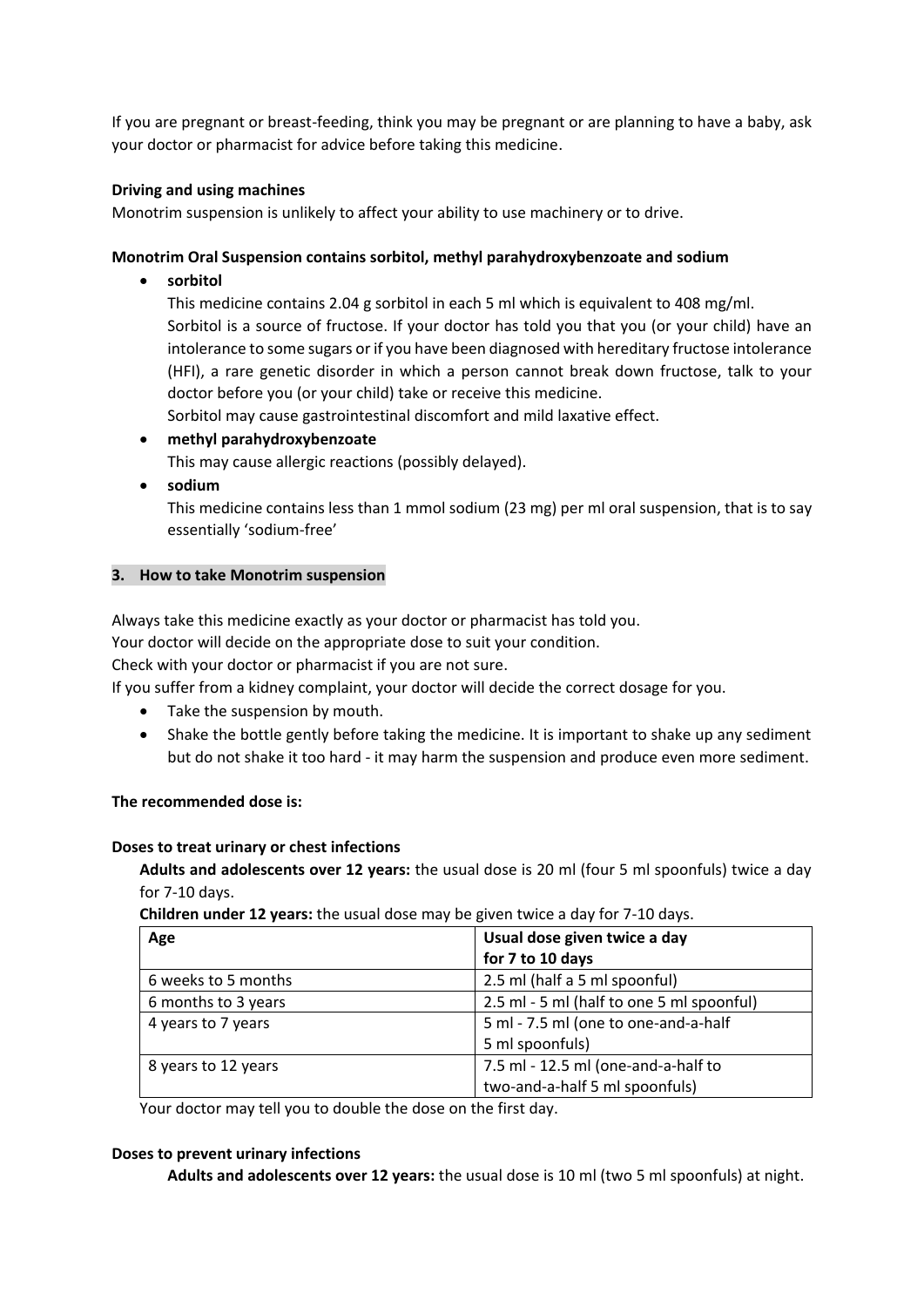If you are pregnant or breast-feeding, think you may be pregnant or are planning to have a baby, ask your doctor or pharmacist for advice before taking this medicine.

**Driving and using machines**

Monotrim suspension is unlikely to affect your ability to use machinery or to drive.

**Monotrim Oral Suspension contains sorbitol, methyl parahydroxybenzoate and sodium**

- **sorbitol**
  This medicine contains 2.04 g sorbitol in each 5 ml which is equivalent to 408 mg/ml.
  Sorbitol is a source of fructose. If your doctor has told you that you (or your child) have an intolerance to some sugars or if you have been diagnosed with hereditary fructose intolerance (HFI), a rare genetic disorder in which a person cannot break down fructose, talk to your doctor before you (or your child) take or receive this medicine.
  Sorbitol may cause gastrointestinal discomfort and mild laxative effect.
- **methyl parahydroxybenzoate**
  This may cause allergic reactions (possibly delayed).
- **sodium**
  This medicine contains less than 1 mmol sodium (23 mg) per ml oral suspension, that is to say essentially 'sodium-free'

## 3. How to take Monotrim suspension

Always take this medicine exactly as your doctor or pharmacist has told you.
Your doctor will decide on the appropriate dose to suit your condition.
Check with your doctor or pharmacist if you are not sure.
If you suffer from a kidney complaint, your doctor will decide the correct dosage for you.

- Take the suspension by mouth.
- Shake the bottle gently before taking the medicine. It is important to shake up any sediment but do not shake it too hard - it may harm the suspension and produce even more sediment.

**The recommended dose is:**

**Doses to treat urinary or chest infections**

**Adults and adolescents over 12 years:** the usual dose is 20 ml (four 5 ml spoonfuls) twice a day for 7-10 days.

**Children under 12 years:** the usual dose may be given twice a day for 7-10 days.

| Age | Usual dose given twice a day for 7 to 10 days |
|---|---|
| 6 weeks to 5 months | 2.5 ml (half a 5 ml spoonful) |
| 6 months to 3 years | 2.5 ml - 5 ml (half to one 5 ml spoonful) |
| 4 years to 7 years | 5 ml - 7.5 ml (one to one-and-a-half 5 ml spoonfuls) |
| 8 years to 12 years | 7.5 ml - 12.5 ml (one-and-a-half to two-and-a-half 5 ml spoonfuls) |

Your doctor may tell you to double the dose on the first day.

**Doses to prevent urinary infections**

**Adults and adolescents over 12 years:** the usual dose is 10 ml (two 5 ml spoonfuls) at night.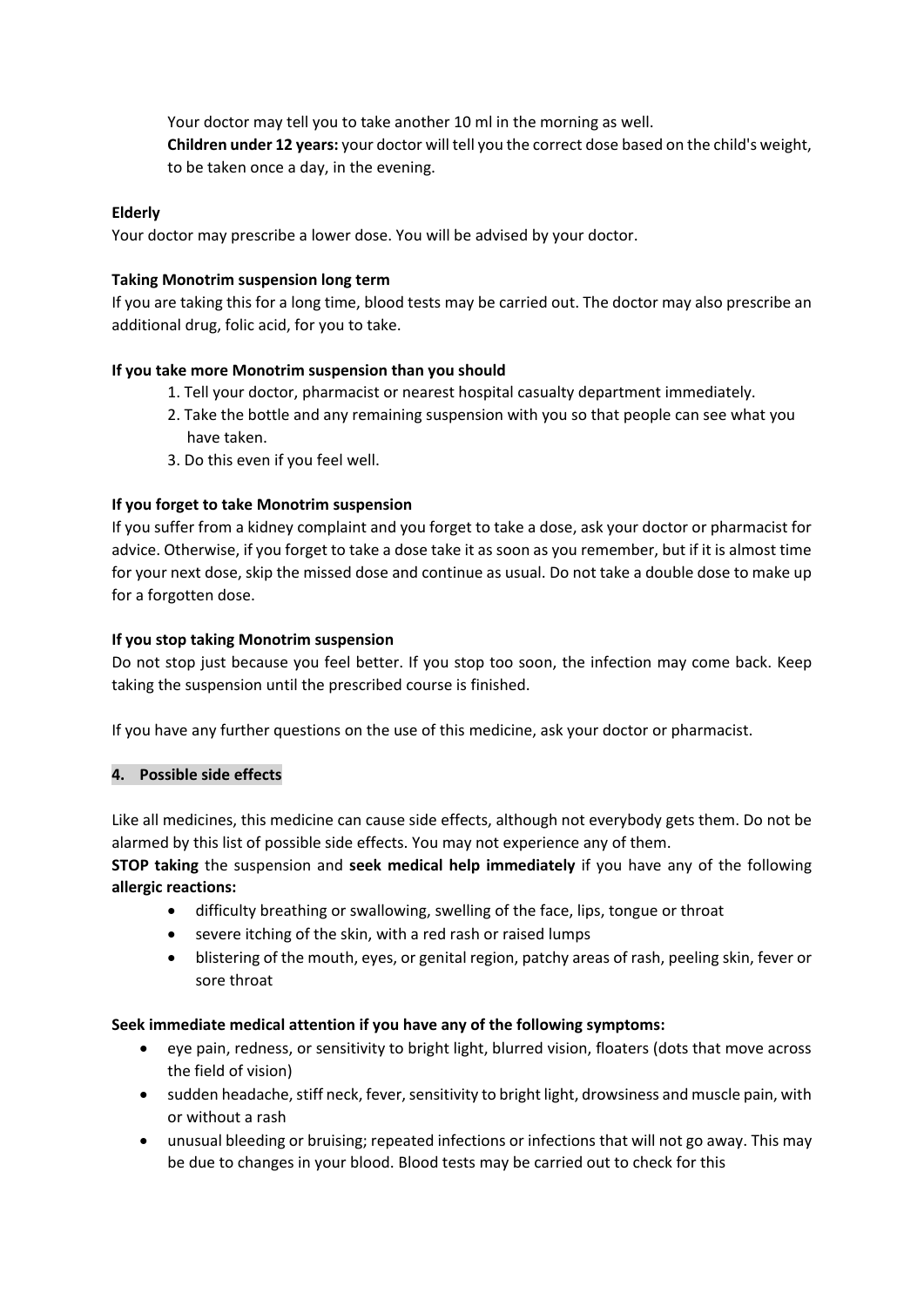Your doctor may tell you to take another 10 ml in the morning as well.

**Children under 12 years:** your doctor will tell you the correct dose based on the child's weight, to be taken once a day, in the evening.

**Elderly**

Your doctor may prescribe a lower dose. You will be advised by your doctor.

**Taking Monotrim suspension long term**

If you are taking this for a long time, blood tests may be carried out. The doctor may also prescribe an additional drug, folic acid, for you to take.

**If you take more Monotrim suspension than you should**

1. Tell your doctor, pharmacist or nearest hospital casualty department immediately.
2. Take the bottle and any remaining suspension with you so that people can see what you have taken.
3. Do this even if you feel well.

**If you forget to take Monotrim suspension**

If you suffer from a kidney complaint and you forget to take a dose, ask your doctor or pharmacist for advice. Otherwise, if you forget to take a dose take it as soon as you remember, but if it is almost time for your next dose, skip the missed dose and continue as usual. Do not take a double dose to make up for a forgotten dose.

**If you stop taking Monotrim suspension**

Do not stop just because you feel better. If you stop too soon, the infection may come back. Keep taking the suspension until the prescribed course is finished.

If you have any further questions on the use of this medicine, ask your doctor or pharmacist.

## 4. Possible side effects

Like all medicines, this medicine can cause side effects, although not everybody gets them. Do not be alarmed by this list of possible side effects. You may not experience any of them.

**STOP taking** the suspension and **seek medical help immediately** if you have any of the following **allergic reactions:**

- difficulty breathing or swallowing, swelling of the face, lips, tongue or throat
- severe itching of the skin, with a red rash or raised lumps
- blistering of the mouth, eyes, or genital region, patchy areas of rash, peeling skin, fever or sore throat

**Seek immediate medical attention if you have any of the following symptoms:**

- eye pain, redness, or sensitivity to bright light, blurred vision, floaters (dots that move across the field of vision)
- sudden headache, stiff neck, fever, sensitivity to bright light, drowsiness and muscle pain, with or without a rash
- unusual bleeding or bruising; repeated infections or infections that will not go away. This may be due to changes in your blood. Blood tests may be carried out to check for this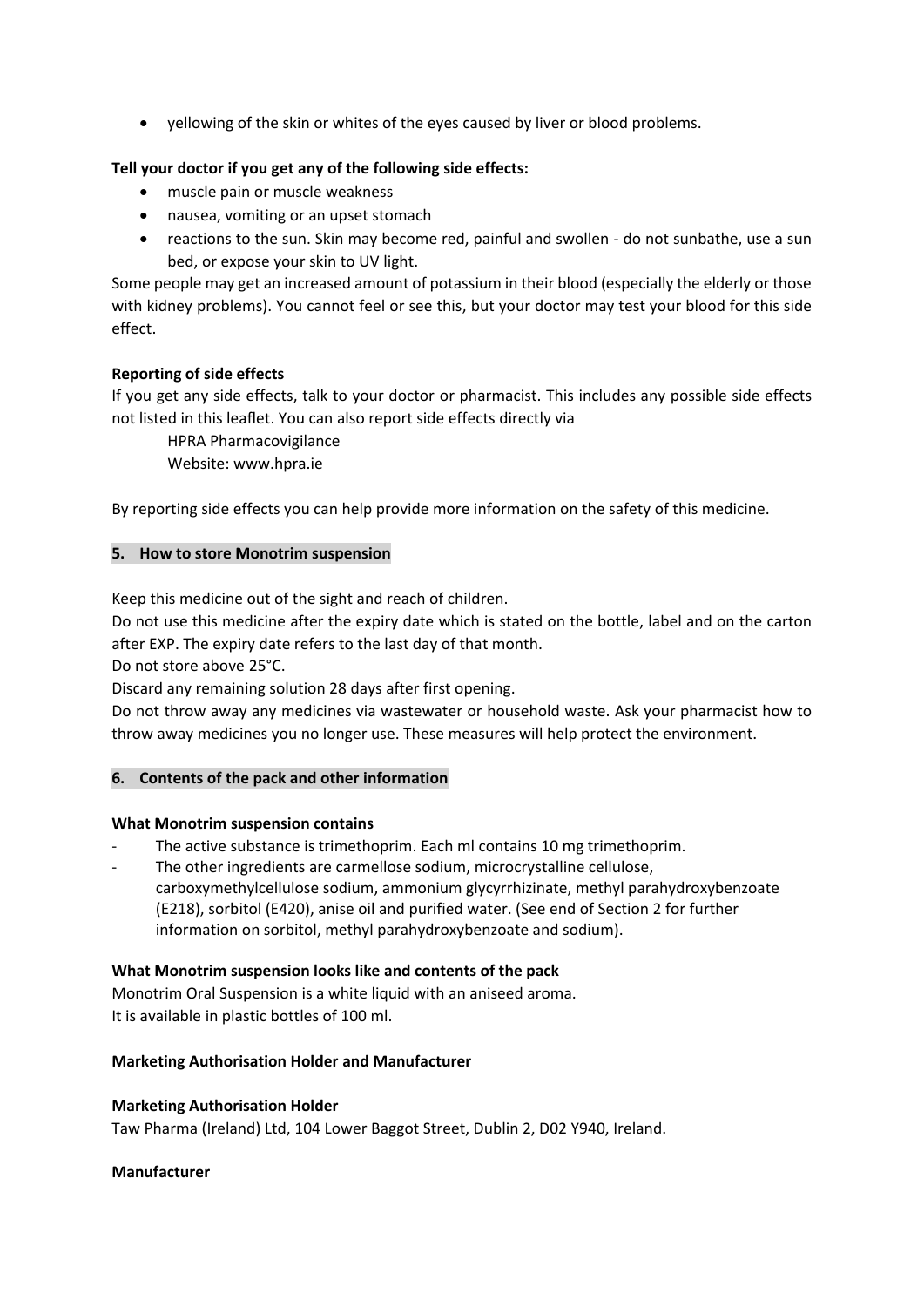- yellowing of the skin or whites of the eyes caused by liver or blood problems.

**Tell your doctor if you get any of the following side effects:**

- muscle pain or muscle weakness
- nausea, vomiting or an upset stomach
- reactions to the sun. Skin may become red, painful and swollen - do not sunbathe, use a sun bed, or expose your skin to UV light.

Some people may get an increased amount of potassium in their blood (especially the elderly or those with kidney problems). You cannot feel or see this, but your doctor may test your blood for this side effect.

**Reporting of side effects**

If you get any side effects, talk to your doctor or pharmacist. This includes any possible side effects not listed in this leaflet. You can also report side effects directly via

HPRA Pharmacovigilance
Website: www.hpra.ie

By reporting side effects you can help provide more information on the safety of this medicine.

## 5. How to store Monotrim suspension

Keep this medicine out of the sight and reach of children.

Do not use this medicine after the expiry date which is stated on the bottle, label and on the carton after EXP. The expiry date refers to the last day of that month.

Do not store above 25°C.

Discard any remaining solution 28 days after first opening.

Do not throw away any medicines via wastewater or household waste. Ask your pharmacist how to throw away medicines you no longer use. These measures will help protect the environment.

## 6. Contents of the pack and other information

**What Monotrim suspension contains**

- The active substance is trimethoprim. Each ml contains 10 mg trimethoprim.
- The other ingredients are carmellose sodium, microcrystalline cellulose, carboxymethylcellulose sodium, ammonium glycyrrhizinate, methyl parahydroxybenzoate (E218), sorbitol (E420), anise oil and purified water. (See end of Section 2 for further information on sorbitol, methyl parahydroxybenzoate and sodium).

**What Monotrim suspension looks like and contents of the pack**

Monotrim Oral Suspension is a white liquid with an aniseed aroma.
It is available in plastic bottles of 100 ml.

**Marketing Authorisation Holder and Manufacturer**

**Marketing Authorisation Holder**

Taw Pharma (Ireland) Ltd, 104 Lower Baggot Street, Dublin 2, D02 Y940, Ireland.

**Manufacturer**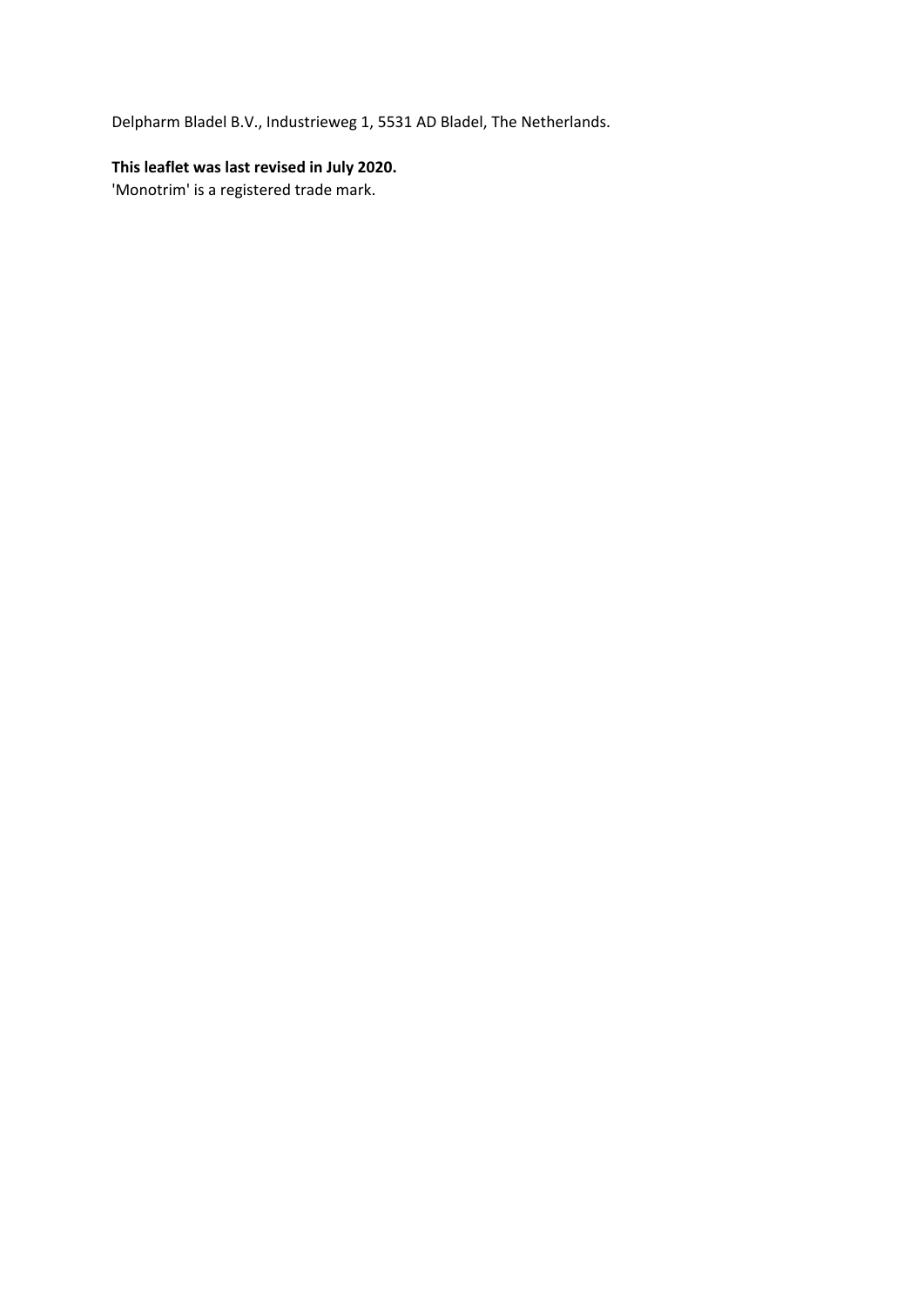Delpharm Bladel B.V., Industrieweg 1, 5531 AD Bladel, The Netherlands.

**This leaflet was last revised in July 2020.**
'Monotrim' is a registered trade mark.